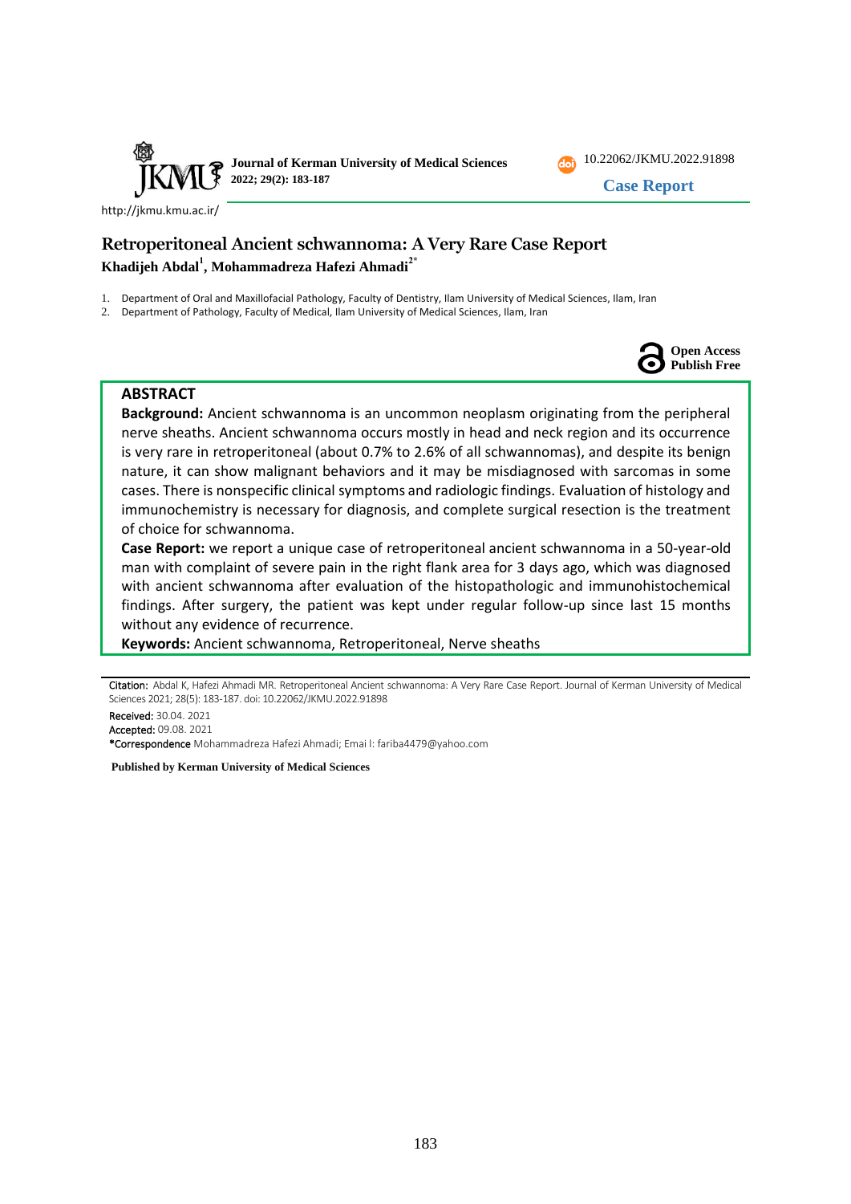Journal of Kerman University of Medical Sciences
2022; 29(2): 183-187

10.22062/JKMU.2022.91898

**Case Report**

http://jkmu.kmu.ac.ir/

# Retroperitoneal Ancient schwannoma: A Very Rare Case Report

**Khadijeh Abdal[1], Mohammadreza Hafezi Ahmadi[2*]**

1. Department of Oral and Maxillofacial Pathology, Faculty of Dentistry, Ilam University of Medical Sciences, Ilam, Iran
2. Department of Pathology, Faculty of Medical, Ilam University of Medical Sciences, Ilam, Iran

**Open Access Publish Free**

## ABSTRACT

**Background:** Ancient schwannoma is an uncommon neoplasm originating from the peripheral nerve sheaths. Ancient schwannoma occurs mostly in head and neck region and its occurrence is very rare in retroperitoneal (about 0.7% to 2.6% of all schwannomas), and despite its benign nature, it can show malignant behaviors and it may be misdiagnosed with sarcomas in some cases. There is nonspecific clinical symptoms and radiologic findings. Evaluation of histology and immunochemistry is necessary for diagnosis, and complete surgical resection is the treatment of choice for schwannoma.

**Case Report:** we report a unique case of retroperitoneal ancient schwannoma in a 50-year-old man with complaint of severe pain in the right flank area for 3 days ago, which was diagnosed with ancient schwannoma after evaluation of the histopathologic and immunohistochemical findings. After surgery, the patient was kept under regular follow-up since last 15 months without any evidence of recurrence.

**Keywords:** Ancient schwannoma, Retroperitoneal, Nerve sheaths

---

Citation: Abdal K, Hafezi Ahmadi MR. Retroperitoneal Ancient schwannoma: A Very Rare Case Report. Journal of Kerman University of Medical Sciences 2021; 28(5): 183-187. doi: 10.22062/JKMU.2022.91898

Received: 30.04. 2021

Accepted: 09.08. 2021

*Correspondence Mohammadreza Hafezi Ahmadi; Emai l: fariba4479@yahoo.com

**Published by Kerman University of Medical Sciences**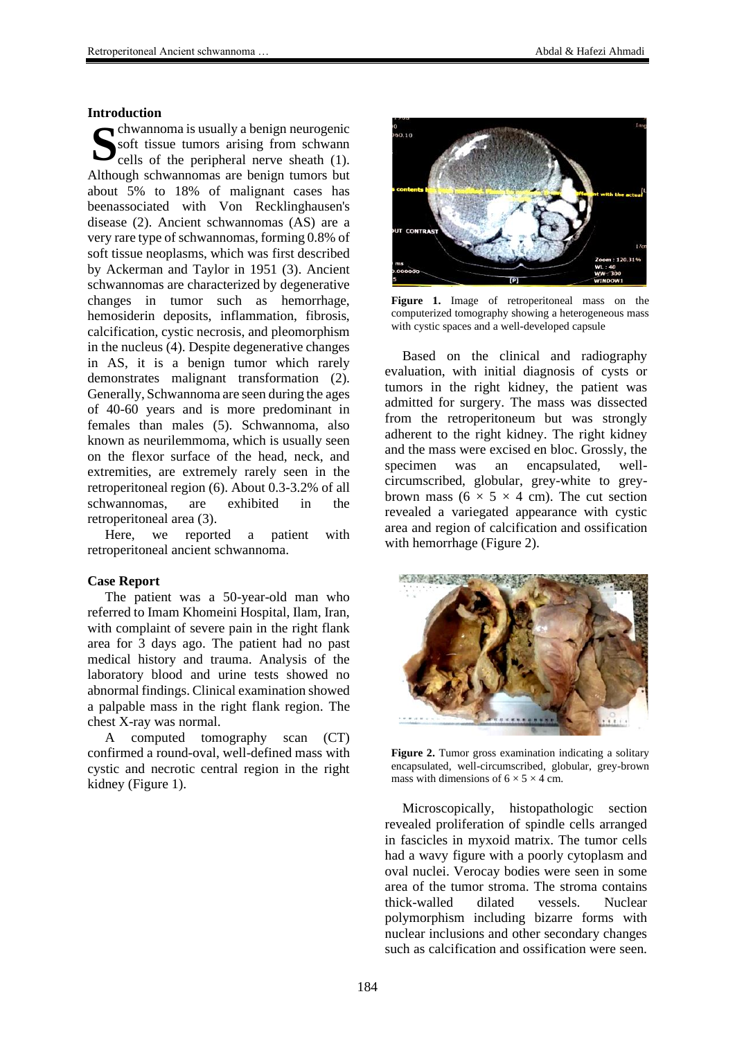## Introduction

Schwannoma is usually a benign neurogenic soft tissue tumors arising from schwann cells of the peripheral nerve sheath (1). Although schwannomas are benign tumors but about 5% to 18% of malignant cases has beenassociated with Von Recklinghausen's disease (2). Ancient schwannomas (AS) are a very rare type of schwannomas, forming 0.8% of soft tissue neoplasms, which was first described by Ackerman and Taylor in 1951 (3). Ancient schwannomas are characterized by degenerative changes in tumor such as hemorrhage, hemosiderin deposits, inflammation, fibrosis, calcification, cystic necrosis, and pleomorphism in the nucleus (4). Despite degenerative changes in AS, it is a benign tumor which rarely demonstrates malignant transformation (2). Generally, Schwannoma are seen during the ages of 40-60 years and is more predominant in females than males (5). Schwannoma, also known as neurilemmoma, which is usually seen on the flexor surface of the head, neck, and extremities, are extremely rarely seen in the retroperitoneal region (6). About 0.3-3.2% of all schwannomas, are exhibited in the retroperitoneal area (3).

Here, we reported a patient with retroperitoneal ancient schwannoma.

## Case Report

The patient was a 50-year-old man who referred to Imam Khomeini Hospital, Ilam, Iran, with complaint of severe pain in the right flank area for 3 days ago. The patient had no past medical history and trauma. Analysis of the laboratory blood and urine tests showed no abnormal findings. Clinical examination showed a palpable mass in the right flank region. The chest X-ray was normal.

A computed tomography scan (CT) confirmed a round-oval, well-defined mass with cystic and necrotic central region in the right kidney (Figure 1).

**Figure 1.** Image of retroperitoneal mass on the computerized tomography showing a heterogeneous mass with cystic spaces and a well-developed capsule

Based on the clinical and radiography evaluation, with initial diagnosis of cysts or tumors in the right kidney, the patient was admitted for surgery. The mass was dissected from the retroperitoneum but was strongly adherent to the right kidney. The right kidney and the mass were excised en bloc. Grossly, the specimen was an encapsulated, well-circumscribed, globular, grey-white to grey-brown mass ($6 \times 5 \times 4$ cm). The cut section revealed a variegated appearance with cystic area and region of calcification and ossification with hemorrhage (Figure 2).

**Figure 2.** Tumor gross examination indicating a solitary encapsulated, well-circumscribed, globular, grey-brown mass with dimensions of $6 \times 5 \times 4$ cm.

Microscopically, histopathologic section revealed proliferation of spindle cells arranged in fascicles in myxoid matrix. The tumor cells had a wavy figure with a poorly cytoplasm and oval nuclei. Verocay bodies were seen in some area of the tumor stroma. The stroma contains thick-walled dilated vessels. Nuclear polymorphism including bizarre forms with nuclear inclusions and other secondary changes such as calcification and ossification were seen.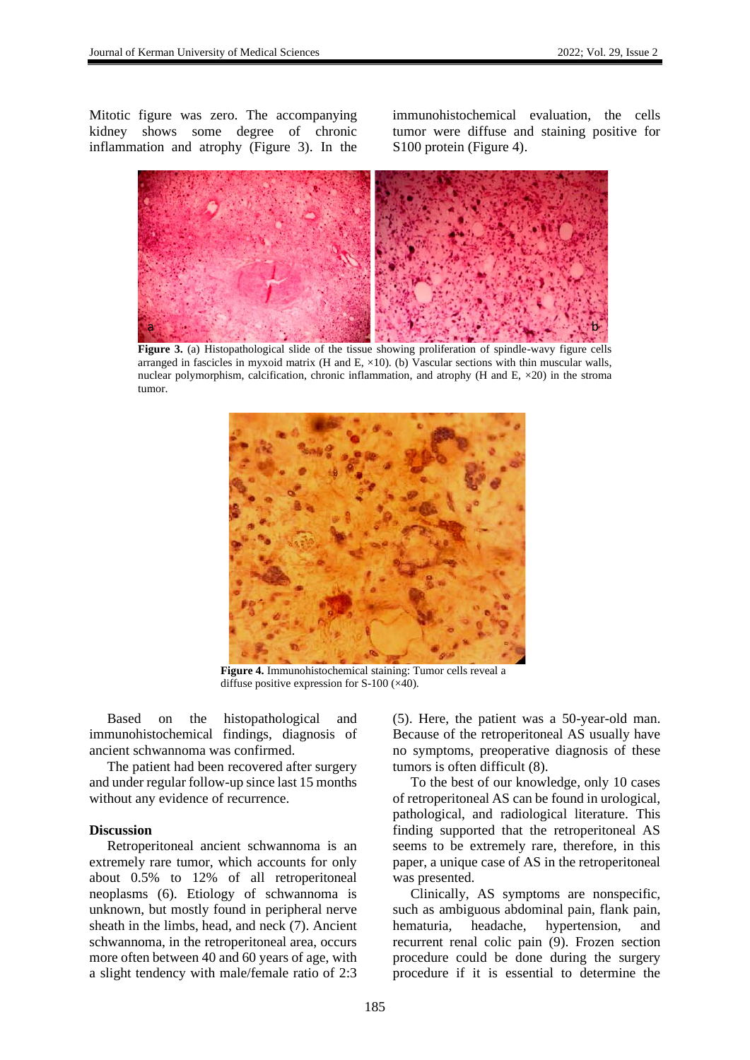Mitotic figure was zero. The accompanying kidney shows some degree of chronic inflammation and atrophy (Figure 3). In the immunohistochemical evaluation, the cells tumor were diffuse and staining positive for S100 protein (Figure 4).

**Figure 3.** (a) Histopathological slide of the tissue showing proliferation of spindle-wavy figure cells arranged in fascicles in myxoid matrix (H and E, ×10). (b) Vascular sections with thin muscular walls, nuclear polymorphism, calcification, chronic inflammation, and atrophy (H and E, ×20) in the stroma tumor.

**Figure 4.** Immunohistochemical staining: Tumor cells reveal a diffuse positive expression for S-100 (×40).

Based on the histopathological and immunohistochemical findings, diagnosis of ancient schwannoma was confirmed.

The patient had been recovered after surgery and under regular follow-up since last 15 months without any evidence of recurrence.

## Discussion

Retroperitoneal ancient schwannoma is an extremely rare tumor, which accounts for only about 0.5% to 12% of all retroperitoneal neoplasms (6). Etiology of schwannoma is unknown, but mostly found in peripheral nerve sheath in the limbs, head, and neck (7). Ancient schwannoma, in the retroperitoneal area, occurs more often between 40 and 60 years of age, with a slight tendency with male/female ratio of 2:3 (5). Here, the patient was a 50-year-old man. Because of the retroperitoneal AS usually have no symptoms, preoperative diagnosis of these tumors is often difficult (8).

To the best of our knowledge, only 10 cases of retroperitoneal AS can be found in urological, pathological, and radiological literature. This finding supported that the retroperitoneal AS seems to be extremely rare, therefore, in this paper, a unique case of AS in the retroperitoneal was presented.

Clinically, AS symptoms are nonspecific, such as ambiguous abdominal pain, flank pain, hematuria, headache, hypertension, and recurrent renal colic pain (9). Frozen section procedure could be done during the surgery procedure if it is essential to determine the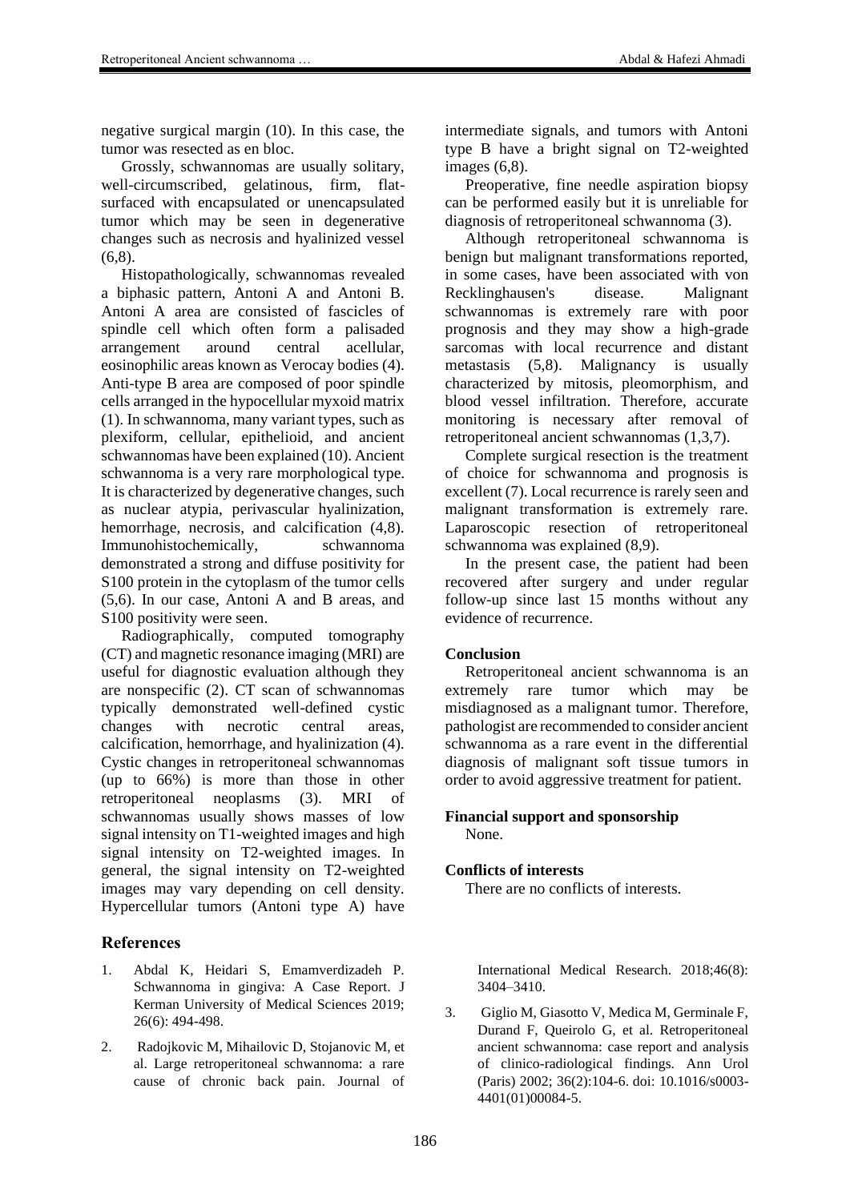negative surgical margin (10). In this case, the tumor was resected as en bloc.

Grossly, schwannomas are usually solitary, well-circumscribed, gelatinous, firm, flat-surfaced with encapsulated or unencapsulated tumor which may be seen in degenerative changes such as necrosis and hyalinized vessel (6,8).

Histopathologically, schwannomas revealed a biphasic pattern, Antoni A and Antoni B. Antoni A area are consisted of fascicles of spindle cell which often form a palisaded arrangement around central acellular, eosinophilic areas known as Verocay bodies (4). Anti-type B area are composed of poor spindle cells arranged in the hypocellular myxoid matrix (1). In schwannoma, many variant types, such as plexiform, cellular, epithelioid, and ancient schwannomas have been explained (10). Ancient schwannoma is a very rare morphological type. It is characterized by degenerative changes, such as nuclear atypia, perivascular hyalinization, hemorrhage, necrosis, and calcification (4,8). Immunohistochemically, schwannoma demonstrated a strong and diffuse positivity for S100 protein in the cytoplasm of the tumor cells (5,6). In our case, Antoni A and B areas, and S100 positivity were seen.

Radiographically, computed tomography (CT) and magnetic resonance imaging (MRI) are useful for diagnostic evaluation although they are nonspecific (2). CT scan of schwannomas typically demonstrated well-defined cystic changes with necrotic central areas, calcification, hemorrhage, and hyalinization (4). Cystic changes in retroperitoneal schwannomas (up to 66%) is more than those in other retroperitoneal neoplasms (3). MRI of schwannomas usually shows masses of low signal intensity on T1-weighted images and high signal intensity on T2-weighted images. In general, the signal intensity on T2-weighted images may vary depending on cell density. Hypercellular tumors (Antoni type A) have intermediate signals, and tumors with Antoni type B have a bright signal on T2-weighted images (6,8).

Preoperative, fine needle aspiration biopsy can be performed easily but it is unreliable for diagnosis of retroperitoneal schwannoma (3).

Although retroperitoneal schwannoma is benign but malignant transformations reported, in some cases, have been associated with von Recklinghausen's disease. Malignant schwannomas is extremely rare with poor prognosis and they may show a high-grade sarcomas with local recurrence and distant metastasis (5,8). Malignancy is usually characterized by mitosis, pleomorphism, and blood vessel infiltration. Therefore, accurate monitoring is necessary after removal of retroperitoneal ancient schwannomas (1,3,7).

Complete surgical resection is the treatment of choice for schwannoma and prognosis is excellent (7). Local recurrence is rarely seen and malignant transformation is extremely rare. Laparoscopic resection of retroperitoneal schwannoma was explained (8,9).

In the present case, the patient had been recovered after surgery and under regular follow-up since last 15 months without any evidence of recurrence.

## Conclusion

Retroperitoneal ancient schwannoma is an extremely rare tumor which may be misdiagnosed as a malignant tumor. Therefore, pathologist are recommended to consider ancient schwannoma as a rare event in the differential diagnosis of malignant soft tissue tumors in order to avoid aggressive treatment for patient.

## Financial support and sponsorship

None.

## Conflicts of interests

There are no conflicts of interests.

## References

1. Abdal K, Heidari S, Emamverdizadeh P. Schwannoma in gingiva: A Case Report. J Kerman University of Medical Sciences 2019; 26(6): 494-498.
2. Radojkovic M, Mihailovic D, Stojanovic M, et al. Large retroperitoneal schwannoma: a rare cause of chronic back pain. Journal of International Medical Research. 2018;46(8): 3404–3410.
3. Giglio M, Giasotto V, Medica M, Germinale F, Durand F, Queirolo G, et al. Retroperitoneal ancient schwannoma: case report and analysis of clinico-radiological findings. Ann Urol (Paris) 2002; 36(2):104-6. doi: 10.1016/s0003-4401(01)00084-5.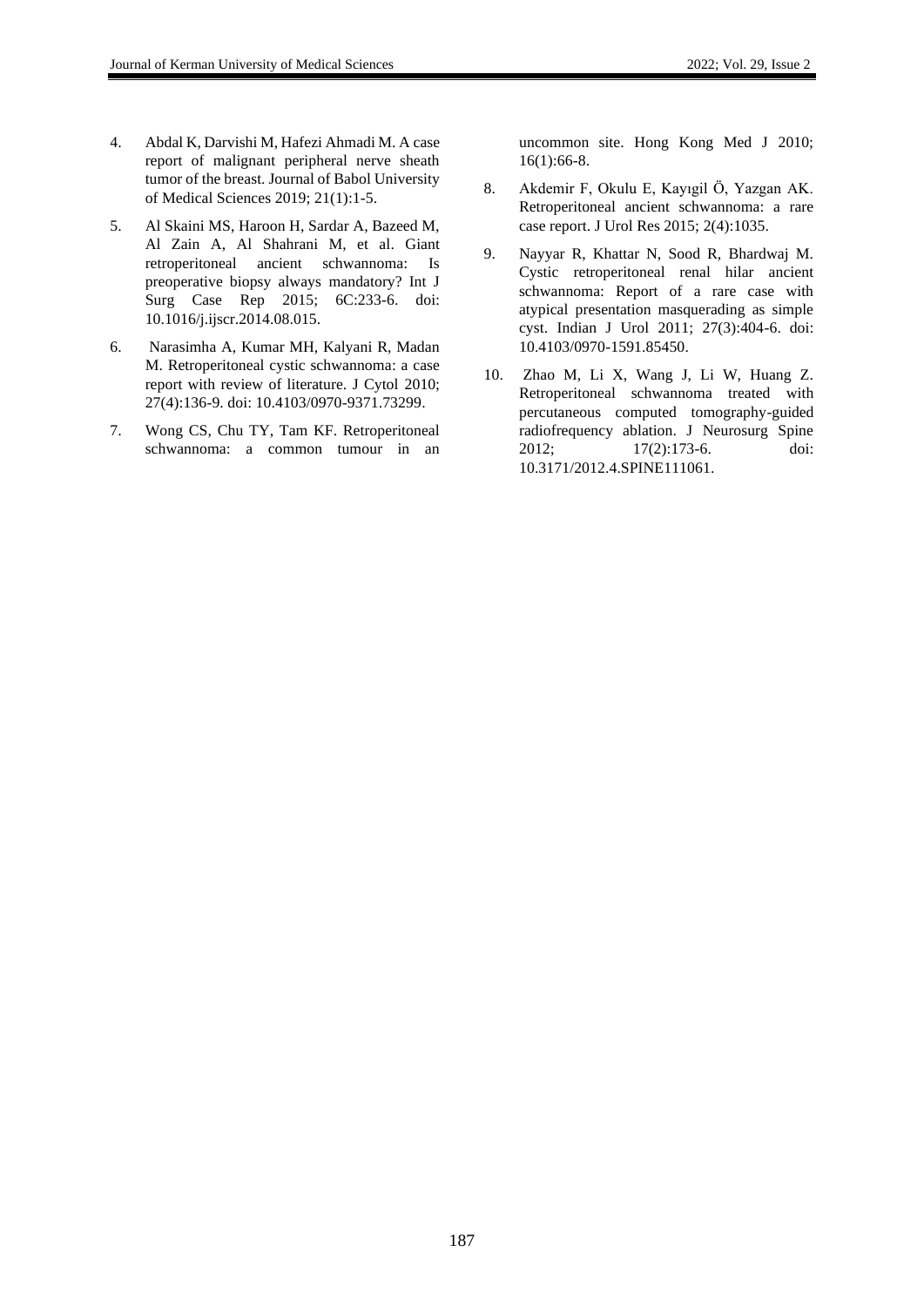4. Abdal K, Darvishi M, Hafezi Ahmadi M. A case report of malignant peripheral nerve sheath tumor of the breast. Journal of Babol University of Medical Sciences 2019; 21(1):1-5.

5. Al Skaini MS, Haroon H, Sardar A, Bazeed M, Al Zain A, Al Shahrani M, et al. Giant retroperitoneal ancient schwannoma: Is preoperative biopsy always mandatory? Int J Surg Case Rep 2015; 6C:233-6. doi: 10.1016/j.ijscr.2014.08.015.

6. Narasimha A, Kumar MH, Kalyani R, Madan M. Retroperitoneal cystic schwannoma: a case report with review of literature. J Cytol 2010; 27(4):136-9. doi: 10.4103/0970-9371.73299.

7. Wong CS, Chu TY, Tam KF. Retroperitoneal schwannoma: a common tumour in an uncommon site. Hong Kong Med J 2010; 16(1):66-8.

8. Akdemir F, Okulu E, Kayıgil Ö, Yazgan AK. Retroperitoneal ancient schwannoma: a rare case report. J Urol Res 2015; 2(4):1035.

9. Nayyar R, Khattar N, Sood R, Bhardwaj M. Cystic retroperitoneal renal hilar ancient schwannoma: Report of a rare case with atypical presentation masquerading as simple cyst. Indian J Urol 2011; 27(3):404-6. doi: 10.4103/0970-1591.85450.

10. Zhao M, Li X, Wang J, Li W, Huang Z. Retroperitoneal schwannoma treated with percutaneous computed tomography-guided radiofrequency ablation. J Neurosurg Spine 2012; 17(2):173-6. doi: 10.3171/2012.4.SPINE111061.